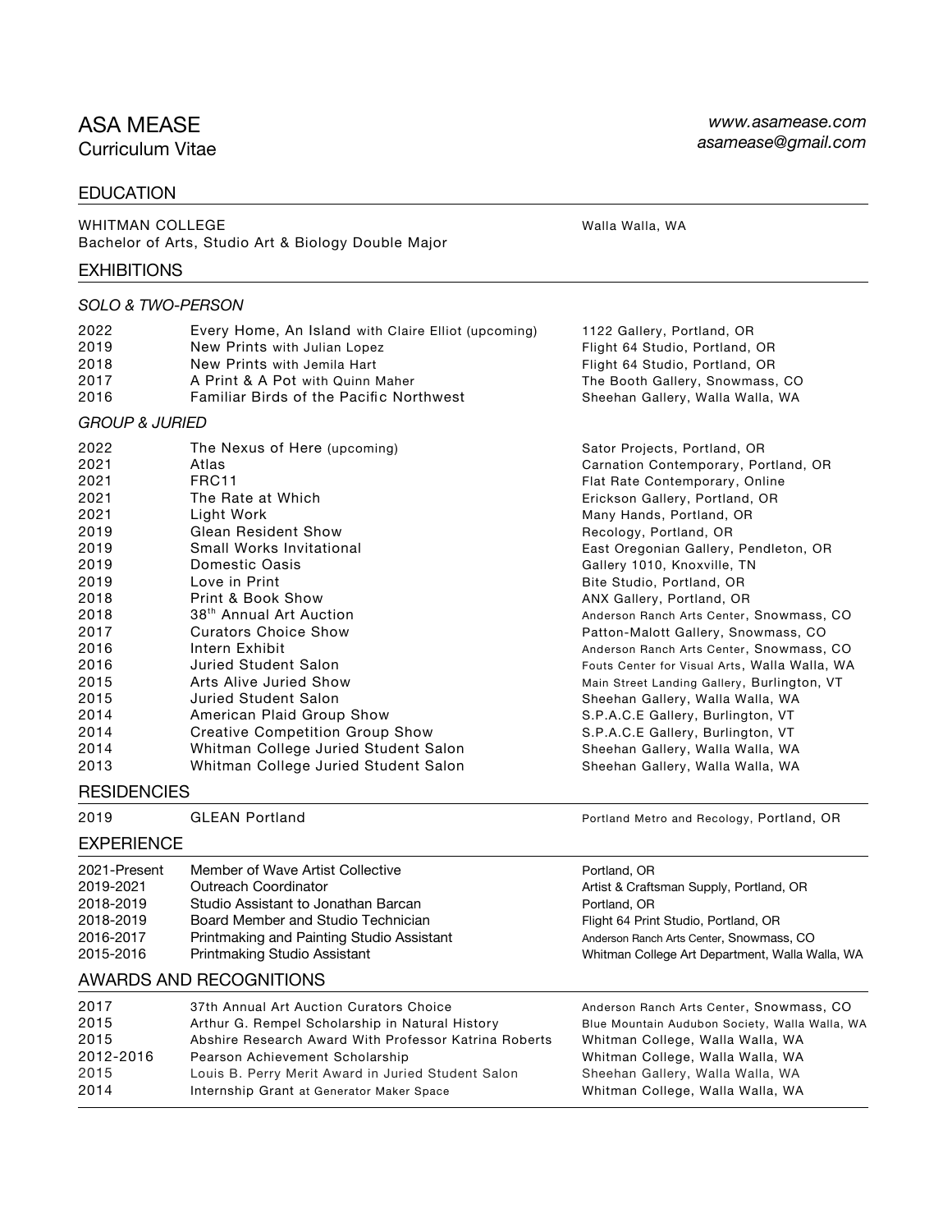# ASA MEASE

Curriculum Vitae

*www.asamease.com*
*asamease@gmail.com*

## EDUCATION

| | |
|---|---|
| WHITMAN COLLEGE<br>Bachelor of Arts, Studio Art & Biology Double Major | Walla Walla, WA |

## EXHIBITIONS

### *SOLO & TWO-PERSON*

| | | |
|---|---|---|
| 2022 | Every Home, An Island with Claire Elliot (upcoming) | 1122 Gallery, Portland, OR |
| 2019 | New Prints with Julian Lopez | Flight 64 Studio, Portland, OR |
| 2018 | New Prints with Jemila Hart | Flight 64 Studio, Portland, OR |
| 2017 | A Print & A Pot with Quinn Maher | The Booth Gallery, Snowmass, CO |
| 2016 | Familiar Birds of the Pacific Northwest | Sheehan Gallery, Walla Walla, WA |

### *GROUP & JURIED*

| | | |
|---|---|---|
| 2022 | The Nexus of Here (upcoming) | Sator Projects, Portland, OR |
| 2021 | Atlas | Carnation Contemporary, Portland, OR |
| 2021 | FRC11 | Flat Rate Contemporary, Online |
| 2021 | The Rate at Which | Erickson Gallery, Portland, OR |
| 2021 | Light Work | Many Hands, Portland, OR |
| 2019 | Glean Resident Show | Recology, Portland, OR |
| 2019 | Small Works Invitational | East Oregonian Gallery, Pendleton, OR |
| 2019 | Domestic Oasis | Gallery 1010, Knoxville, TN |
| 2019 | Love in Print | Bite Studio, Portland, OR |
| 2018 | Print & Book Show | ANX Gallery, Portland, OR |
| 2018 | 38th Annual Art Auction | Anderson Ranch Arts Center, Snowmass, CO |
| 2017 | Curators Choice Show | Patton-Malott Gallery, Snowmass, CO |
| 2016 | Intern Exhibit | Anderson Ranch Arts Center, Snowmass, CO |
| 2016 | Juried Student Salon | Fouts Center for Visual Arts, Walla Walla, WA |
| 2015 | Arts Alive Juried Show | Main Street Landing Gallery, Burlington, VT |
| 2015 | Juried Student Salon | Sheehan Gallery, Walla Walla, WA |
| 2014 | American Plaid Group Show | S.P.A.C.E Gallery, Burlington, VT |
| 2014 | Creative Competition Group Show | S.P.A.C.E Gallery, Burlington, VT |
| 2014 | Whitman College Juried Student Salon | Sheehan Gallery, Walla Walla, WA |
| 2013 | Whitman College Juried Student Salon | Sheehan Gallery, Walla Walla, WA |

## RESIDENCIES

| | | |
|---|---|---|
| 2019 | GLEAN Portland | Portland Metro and Recology, Portland, OR |

## EXPERIENCE

| | | |
|---|---|---|
| 2021-Present | Member of Wave Artist Collective | Portland, OR |
| 2019-2021 | Outreach Coordinator | Artist & Craftsman Supply, Portland, OR |
| 2018-2019 | Studio Assistant to Jonathan Barcan | Portland, OR |
| 2018-2019 | Board Member and Studio Technician | Flight 64 Print Studio, Portland, OR |
| 2016-2017 | Printmaking and Painting Studio Assistant | Anderson Ranch Arts Center, Snowmass, CO |
| 2015-2016 | Printmaking Studio Assistant | Whitman College Art Department, Walla Walla, WA |

## AWARDS AND RECOGNITIONS

| | | |
|---|---|---|
| 2017 | 37th Annual Art Auction Curators Choice | Anderson Ranch Arts Center, Snowmass, CO |
| 2015 | Arthur G. Rempel Scholarship in Natural History | Blue Mountain Audubon Society, Walla Walla, WA |
| 2015 | Abshire Research Award With Professor Katrina Roberts | Whitman College, Walla Walla, WA |
| 2012-2016 | Pearson Achievement Scholarship | Whitman College, Walla Walla, WA |
| 2015 | Louis B. Perry Merit Award in Juried Student Salon | Sheehan Gallery, Walla Walla, WA |
| 2014 | Internship Grant at Generator Maker Space | Whitman College, Walla Walla, WA |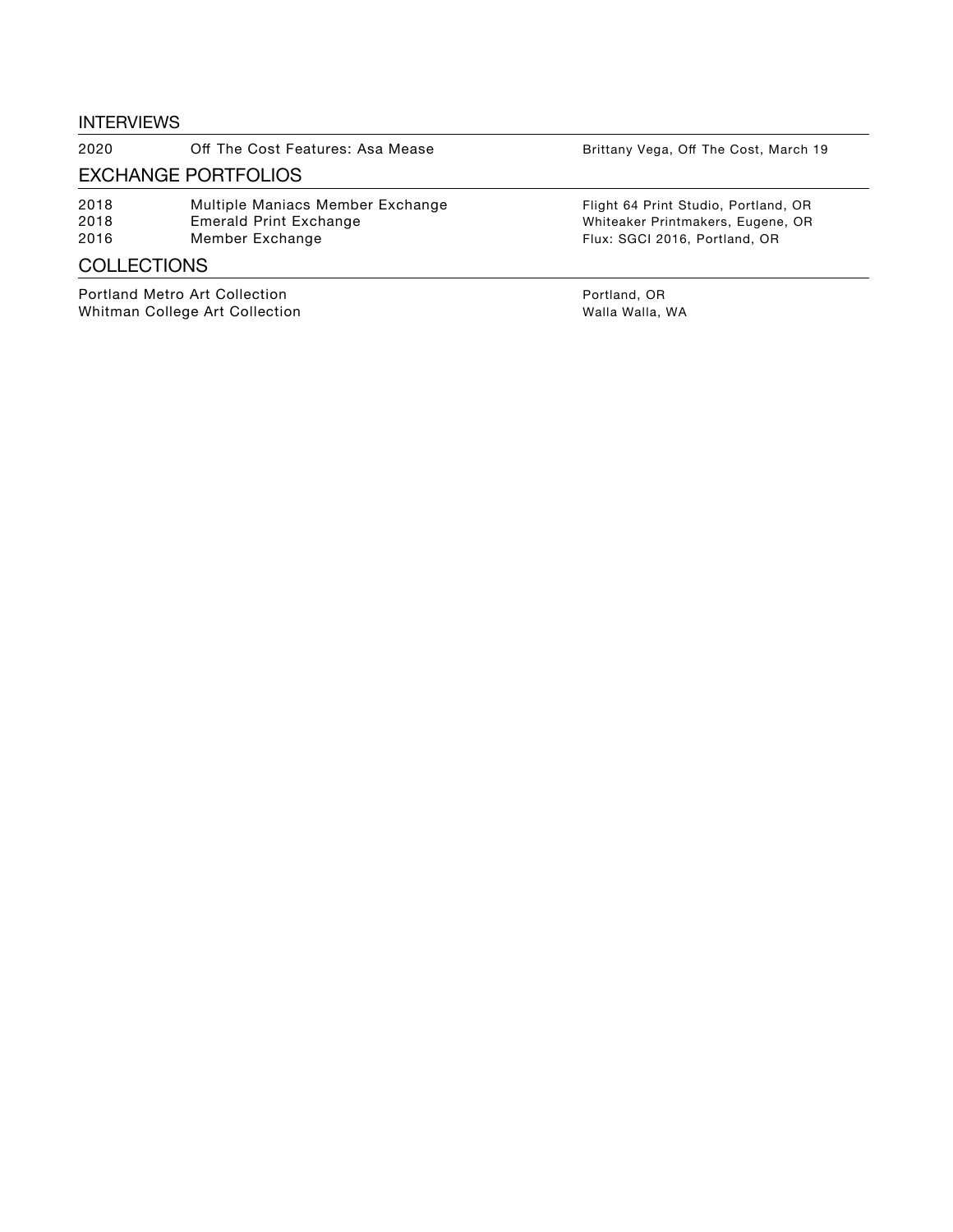## INTERVIEWS

| | | |
|---|---|---|
| 2020 | Off The Cost Features: Asa Mease | Brittany Vega, Off The Cost, March 19 |

## EXCHANGE PORTFOLIOS

| | | |
|---|---|---|
| 2018 | Multiple Maniacs Member Exchange | Flight 64 Print Studio, Portland, OR |
| 2018 | Emerald Print Exchange | Whiteaker Printmakers, Eugene, OR |
| 2016 | Member Exchange | Flux: SGCI 2016, Portland, OR |

## COLLECTIONS

| | |
|---|---|
| Portland Metro Art Collection | Portland, OR |
| Whitman College Art Collection | Walla Walla, WA |